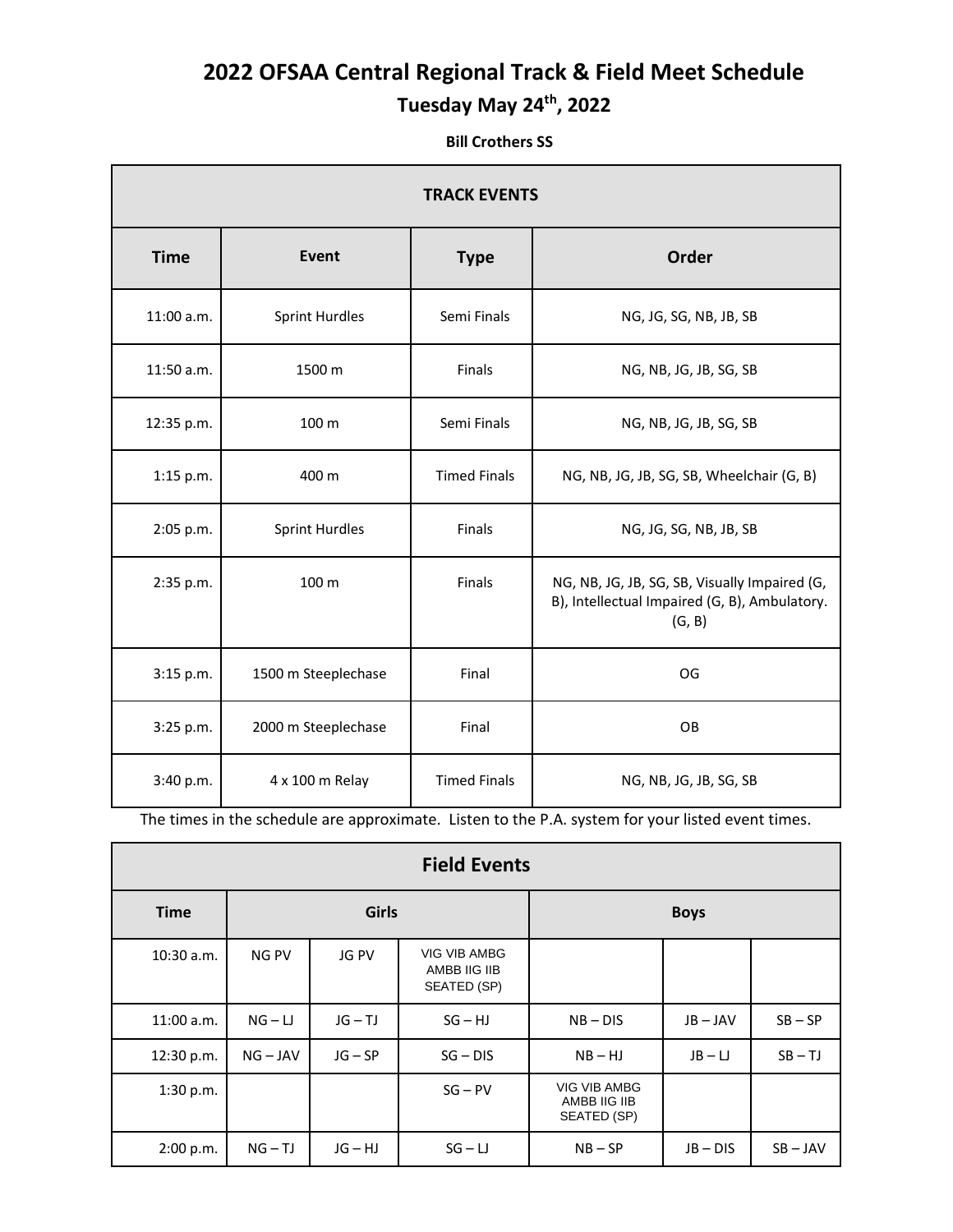# 2022 OFSAA Central Regional Track & Field Meet Schedule

## Tuesday May 24th, 2022

**Bill Crothers SS**

| TRACK EVENTS | | | |
|---|---|---|---|
| **Time** | **Event** | **Type** | **Order** |
| 11:00 a.m. | Sprint Hurdles | Semi Finals | NG, JG, SG, NB, JB, SB |
| 11:50 a.m. | 1500 m | Finals | NG, NB, JG, JB, SG, SB |
| 12:35 p.m. | 100 m | Semi Finals | NG, NB, JG, JB, SG, SB |
| 1:15 p.m. | 400 m | Timed Finals | NG, NB, JG, JB, SG, SB, Wheelchair (G, B) |
| 2:05 p.m. | Sprint Hurdles | Finals | NG, JG, SG, NB, JB, SB |
| 2:35 p.m. | 100 m | Finals | NG, NB, JG, JB, SG, SB, Visually Impaired (G, B), Intellectual Impaired (G, B), Ambulatory. (G, B) |
| 3:15 p.m. | 1500 m Steeplechase | Final | OG |
| 3:25 p.m. | 2000 m Steeplechase | Final | OB |
| 3:40 p.m. | 4 x 100 m Relay | Timed Finals | NG, NB, JG, JB, SG, SB |

The times in the schedule are approximate. Listen to the P.A. system for your listed event times.

| Field Events | | | | | | |
|---|---|---|---|---|---|---|
| **Time** | **Girls** | | | **Boys** | | |
| 10:30 a.m. | NG PV | JG PV | VIG VIB AMBG AMBB IIG IIB SEATED (SP) | | | |
| 11:00 a.m. | NG – LJ | JG – TJ | SG – HJ | NB – DIS | JB – JAV | SB – SP |
| 12:30 p.m. | NG – JAV | JG – SP | SG – DIS | NB – HJ | JB – LJ | SB – TJ |
| 1:30 p.m. | | | SG – PV | VIG VIB AMBG AMBB IIG IIB SEATED (SP) | | |
| 2:00 p.m. | NG – TJ | JG – HJ | SG – LJ | NB – SP | JB – DIS | SB – JAV |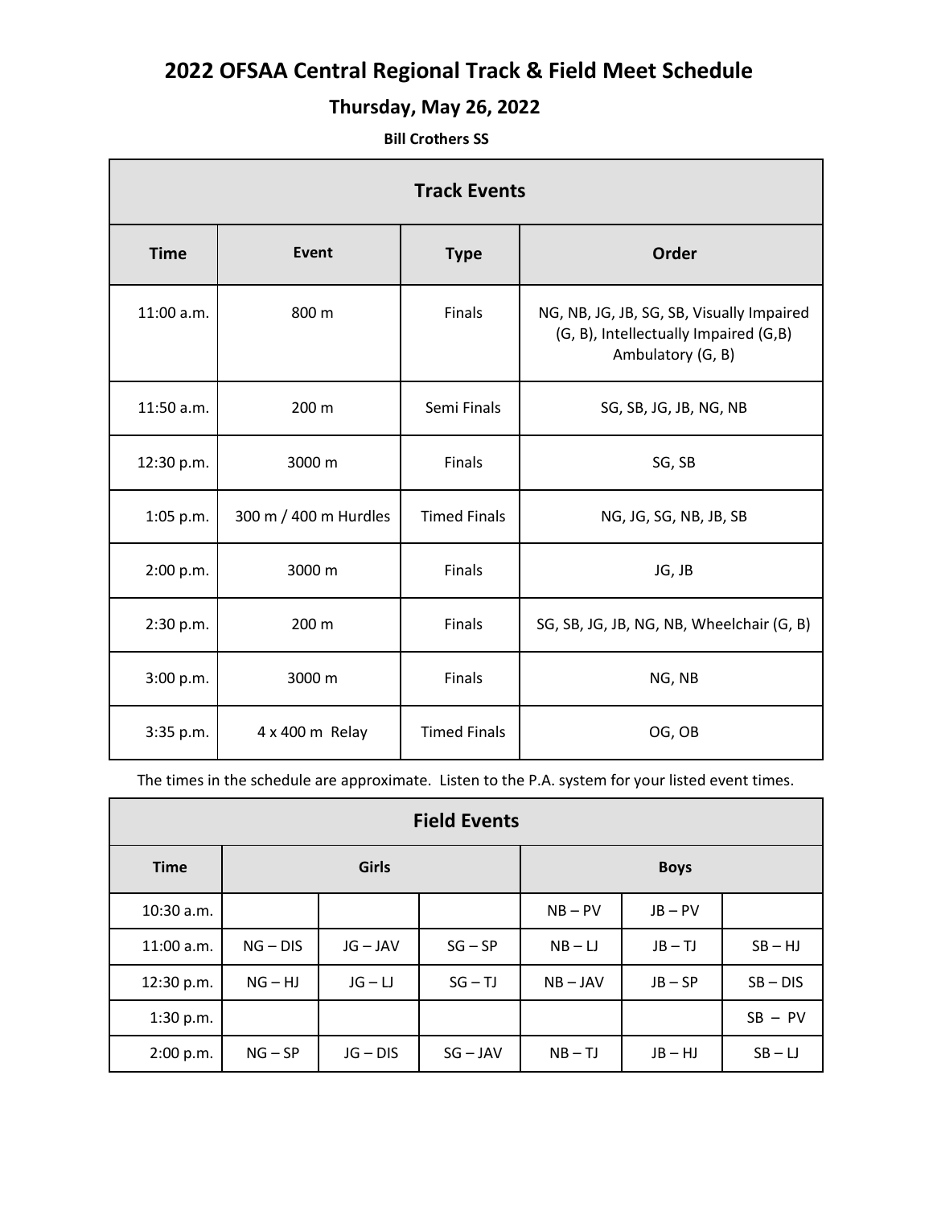# 2022 OFSAA Central Regional Track & Field Meet Schedule

## Thursday, May 26, 2022

**Bill Crothers SS**

| Track Events | | | |
|---|---|---|---|
| **Time** | **Event** | **Type** | **Order** |
| 11:00 a.m. | 800 m | Finals | NG, NB, JG, JB, SG, SB, Visually Impaired (G, B), Intellectually Impaired (G,B) Ambulatory (G, B) |
| 11:50 a.m. | 200 m | Semi Finals | SG, SB, JG, JB, NG, NB |
| 12:30 p.m. | 3000 m | Finals | SG, SB |
| 1:05 p.m. | 300 m / 400 m Hurdles | Timed Finals | NG, JG, SG, NB, JB, SB |
| 2:00 p.m. | 3000 m | Finals | JG, JB |
| 2:30 p.m. | 200 m | Finals | SG, SB, JG, JB, NG, NB, Wheelchair (G, B) |
| 3:00 p.m. | 3000 m | Finals | NG, NB |
| 3:35 p.m. | 4 x 400 m Relay | Timed Finals | OG, OB |

The times in the schedule are approximate. Listen to the P.A. system for your listed event times.

| Field Events | | | | | | |
|---|---|---|---|---|---|---|
| **Time** | **Girls** | | | **Boys** | | |
| 10:30 a.m. | | | | NB – PV | JB – PV | |
| 11:00 a.m. | NG – DIS | JG – JAV | SG – SP | NB – LJ | JB – TJ | SB – HJ |
| 12:30 p.m. | NG – HJ | JG – LJ | SG – TJ | NB – JAV | JB – SP | SB – DIS |
| 1:30 p.m. | | | | | | SB – PV |
| 2:00 p.m. | NG – SP | JG – DIS | SG – JAV | NB – TJ | JB – HJ | SB – LJ |